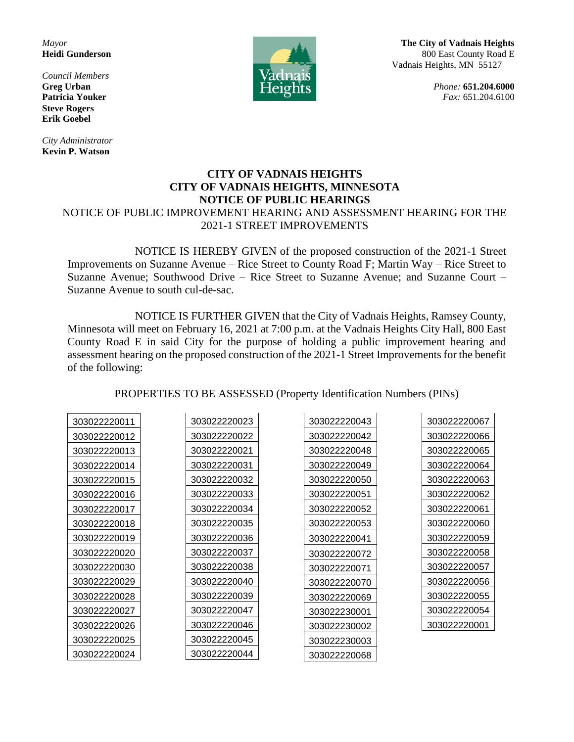*Mayor*
**Heidi Gunderson**

*Council Members*
**Greg Urban**
**Patricia Youker**
**Steve Rogers**
**Erik Goebel**

*City Administrator*
**Kevin P. Watson**

**The City of Vadnais Heights**
800 East County Road E
Vadnais Heights, MN 55127

*Phone:* **651.204.6000**
*Fax:* 651.204.6100

# CITY OF VADNAIS HEIGHTS
## CITY OF VADNAIS HEIGHTS, MINNESOTA
## NOTICE OF PUBLIC HEARINGS

NOTICE OF PUBLIC IMPROVEMENT HEARING AND ASSESSMENT HEARING FOR THE 2021-1 STREET IMPROVEMENTS

NOTICE IS HEREBY GIVEN of the proposed construction of the 2021-1 Street Improvements on Suzanne Avenue – Rice Street to County Road F; Martin Way – Rice Street to Suzanne Avenue; Southwood Drive – Rice Street to Suzanne Avenue; and Suzanne Court – Suzanne Avenue to south cul-de-sac.

NOTICE IS FURTHER GIVEN that the City of Vadnais Heights, Ramsey County, Minnesota will meet on February 16, 2021 at 7:00 p.m. at the Vadnais Heights City Hall, 800 East County Road E in said City for the purpose of holding a public improvement hearing and assessment hearing on the proposed construction of the 2021-1 Street Improvements for the benefit of the following:

PROPERTIES TO BE ASSESSED (Property Identification Numbers (PINs))

| | | | |
|---|---|---|---|
| 303022220011 | 303022220023 | 303022220043 | 303022220067 |
| 303022220012 | 303022220022 | 303022220042 | 303022220066 |
| 303022220013 | 303022220021 | 303022220048 | 303022220065 |
| 303022220014 | 303022220031 | 303022220049 | 303022220064 |
| 303022220015 | 303022220032 | 303022220050 | 303022220063 |
| 303022220016 | 303022220033 | 303022220051 | 303022220062 |
| 303022220017 | 303022220034 | 303022220052 | 303022220061 |
| 303022220018 | 303022220035 | 303022220053 | 303022220060 |
| 303022220019 | 303022220036 | 303022220041 | 303022220059 |
| 303022220020 | 303022220037 | 303022220072 | 303022220058 |
| 303022220030 | 303022220038 | 303022220071 | 303022220057 |
| 303022220029 | 303022220040 | 303022220070 | 303022220056 |
| 303022220028 | 303022220039 | 303022220069 | 303022220055 |
| 303022220027 | 303022220047 | 303022230001 | 303022220054 |
| 303022220026 | 303022220046 | 303022230002 | 303022220001 |
| 303022220025 | 303022220045 | 303022230003 | |
| 303022220024 | 303022220044 | 303022220068 | |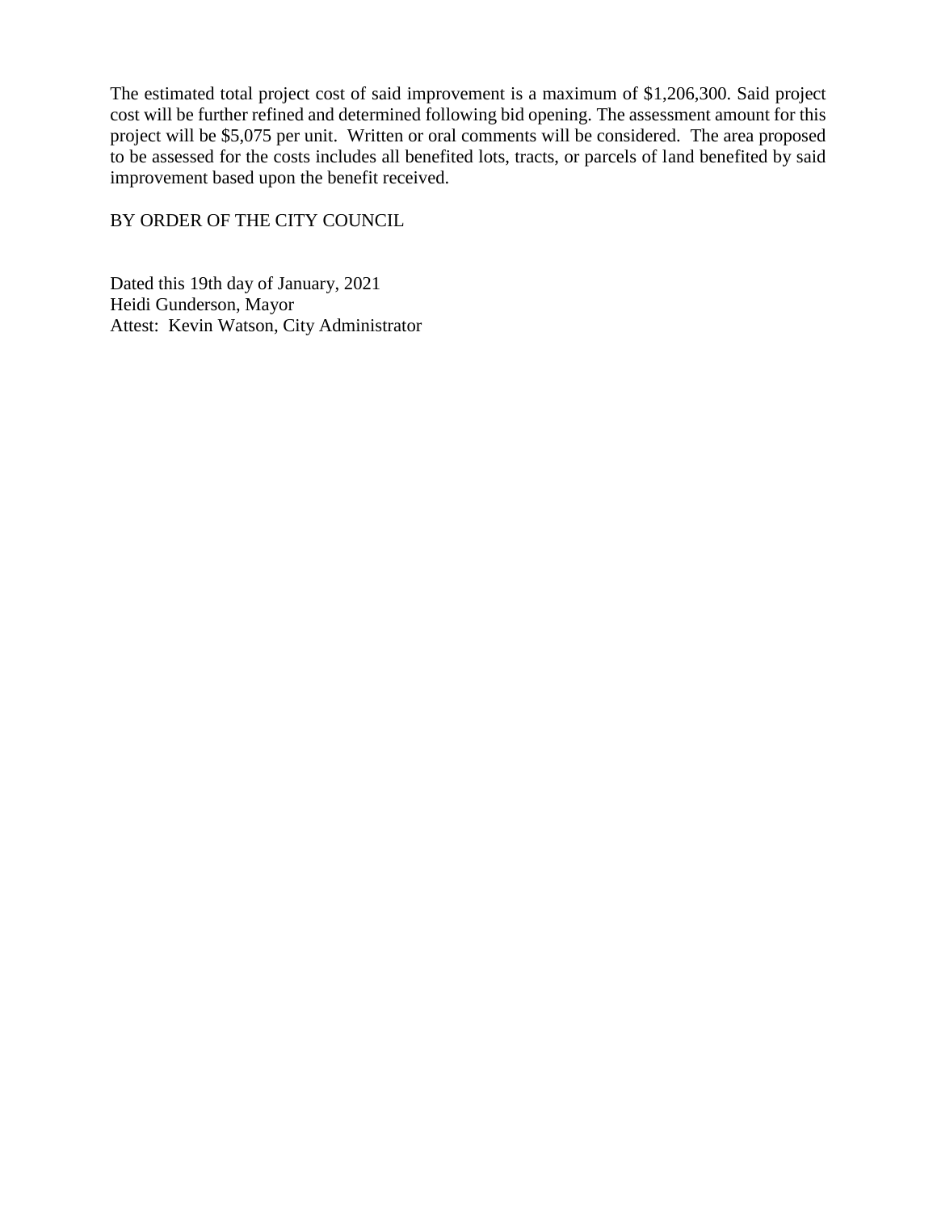The estimated total project cost of said improvement is a maximum of $1,206,300. Said project cost will be further refined and determined following bid opening. The assessment amount for this project will be $5,075 per unit. Written or oral comments will be considered. The area proposed to be assessed for the costs includes all benefited lots, tracts, or parcels of land benefited by said improvement based upon the benefit received.

BY ORDER OF THE CITY COUNCIL

Dated this 19th day of January, 2021
Heidi Gunderson, Mayor
Attest: Kevin Watson, City Administrator